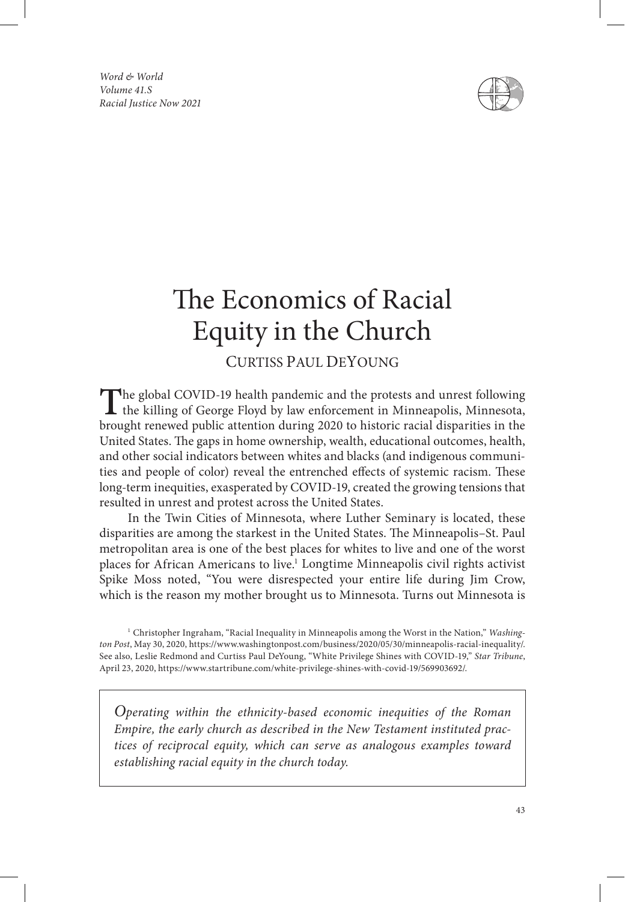# The Economics of Racial Equity in the Church

CURTISS PAUL DEYOUNG

The global COVID-19 health pandemic and the protests and unrest following the killing of George Floyd by law enforcement in Minneapolis, Minnesota, brought renewed public attention during 2020 to historic racial disparities in the United States. The gaps in home ownership, wealth, educational outcomes, health, and other social indicators between whites and blacks (and indigenous communities and people of color) reveal the entrenched effects of systemic racism. These long-term inequities, exasperated by COVID-19, created the growing tensions that resulted in unrest and protest across the United States.

In the Twin Cities of Minnesota, where Luther Seminary is located, these disparities are among the starkest in the United States. The Minneapolis–St. Paul metropolitan area is one of the best places for whites to live and one of the worst places for African Americans to live.[1] Longtime Minneapolis civil rights activist Spike Moss noted, "You were disrespected your entire life during Jim Crow, which is the reason my mother brought us to Minnesota. Turns out Minnesota is

[1] Christopher Ingraham, "Racial Inequality in Minneapolis among the Worst in the Nation," *Washington Post*, May 30, 2020, https://www.washingtonpost.com/business/2020/05/30/minneapolis-racial-inequality/. See also, Leslie Redmond and Curtiss Paul DeYoung, "White Privilege Shines with COVID-19," *Star Tribune*, April 23, 2020, https://www.startribune.com/white-privilege-shines-with-covid-19/569903692/.

*Operating within the ethnicity-based economic inequities of the Roman Empire, the early church as described in the New Testament instituted practices of reciprocal equity, which can serve as analogous examples toward establishing racial equity in the church today.*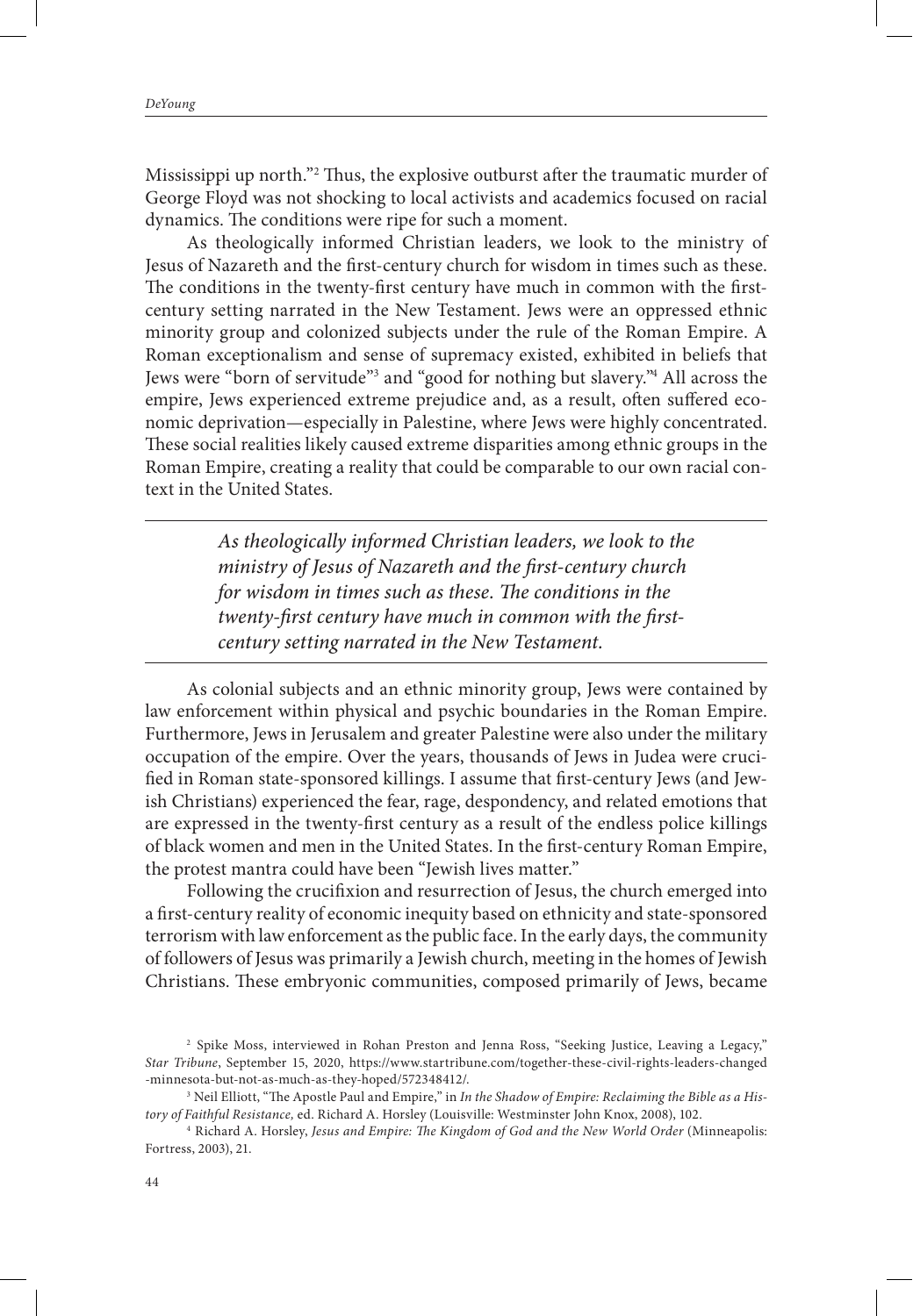Mississippi up north."[2] Thus, the explosive outburst after the traumatic murder of George Floyd was not shocking to local activists and academics focused on racial dynamics. The conditions were ripe for such a moment.

As theologically informed Christian leaders, we look to the ministry of Jesus of Nazareth and the first-century church for wisdom in times such as these. The conditions in the twenty-first century have much in common with the first-century setting narrated in the New Testament. Jews were an oppressed ethnic minority group and colonized subjects under the rule of the Roman Empire. A Roman exceptionalism and sense of supremacy existed, exhibited in beliefs that Jews were "born of servitude"[3] and "good for nothing but slavery."[4] All across the empire, Jews experienced extreme prejudice and, as a result, often suffered economic deprivation—especially in Palestine, where Jews were highly concentrated. These social realities likely caused extreme disparities among ethnic groups in the Roman Empire, creating a reality that could be comparable to our own racial context in the United States.

> *As theologically informed Christian leaders, we look to the ministry of Jesus of Nazareth and the first-century church for wisdom in times such as these. The conditions in the twenty-first century have much in common with the first-century setting narrated in the New Testament.*

As colonial subjects and an ethnic minority group, Jews were contained by law enforcement within physical and psychic boundaries in the Roman Empire. Furthermore, Jews in Jerusalem and greater Palestine were also under the military occupation of the empire. Over the years, thousands of Jews in Judea were crucified in Roman state-sponsored killings. I assume that first-century Jews (and Jewish Christians) experienced the fear, rage, despondency, and related emotions that are expressed in the twenty-first century as a result of the endless police killings of black women and men in the United States. In the first-century Roman Empire, the protest mantra could have been "Jewish lives matter."

Following the crucifixion and resurrection of Jesus, the church emerged into a first-century reality of economic inequity based on ethnicity and state-sponsored terrorism with law enforcement as the public face. In the early days, the community of followers of Jesus was primarily a Jewish church, meeting in the homes of Jewish Christians. These embryonic communities, composed primarily of Jews, became

[2] Spike Moss, interviewed in Rohan Preston and Jenna Ross, "Seeking Justice, Leaving a Legacy," *Star Tribune*, September 15, 2020, https://www.startribune.com/together-these-civil-rights-leaders-changed-minnesota-but-not-as-much-as-they-hoped/572348412/.

[3] Neil Elliott, "The Apostle Paul and Empire," in *In the Shadow of Empire: Reclaiming the Bible as a History of Faithful Resistance,* ed. Richard A. Horsley (Louisville: Westminster John Knox, 2008), 102.

[4] Richard A. Horsley, *Jesus and Empire: The Kingdom of God and the New World Order* (Minneapolis: Fortress, 2003), 21.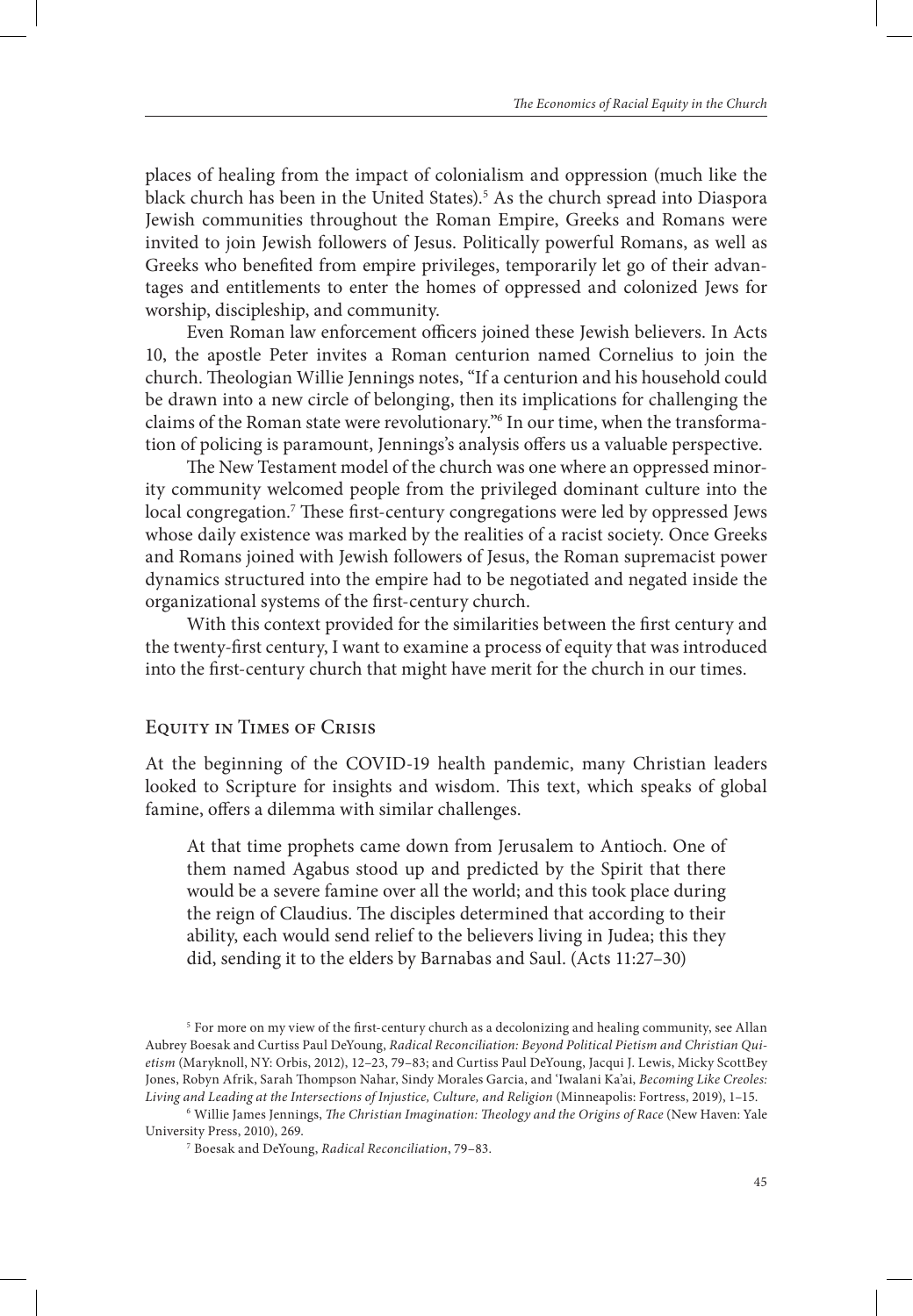places of healing from the impact of colonialism and oppression (much like the black church has been in the United States).[5] As the church spread into Diaspora Jewish communities throughout the Roman Empire, Greeks and Romans were invited to join Jewish followers of Jesus. Politically powerful Romans, as well as Greeks who benefited from empire privileges, temporarily let go of their advantages and entitlements to enter the homes of oppressed and colonized Jews for worship, discipleship, and community.

Even Roman law enforcement officers joined these Jewish believers. In Acts 10, the apostle Peter invites a Roman centurion named Cornelius to join the church. Theologian Willie Jennings notes, "If a centurion and his household could be drawn into a new circle of belonging, then its implications for challenging the claims of the Roman state were revolutionary."[6] In our time, when the transformation of policing is paramount, Jennings's analysis offers us a valuable perspective.

The New Testament model of the church was one where an oppressed minority community welcomed people from the privileged dominant culture into the local congregation.[7] These first-century congregations were led by oppressed Jews whose daily existence was marked by the realities of a racist society. Once Greeks and Romans joined with Jewish followers of Jesus, the Roman supremacist power dynamics structured into the empire had to be negotiated and negated inside the organizational systems of the first-century church.

With this context provided for the similarities between the first century and the twenty-first century, I want to examine a process of equity that was introduced into the first-century church that might have merit for the church in our times.

## Equity in Times of Crisis

At the beginning of the COVID-19 health pandemic, many Christian leaders looked to Scripture for insights and wisdom. This text, which speaks of global famine, offers a dilemma with similar challenges.

> At that time prophets came down from Jerusalem to Antioch. One of them named Agabus stood up and predicted by the Spirit that there would be a severe famine over all the world; and this took place during the reign of Claudius. The disciples determined that according to their ability, each would send relief to the believers living in Judea; this they did, sending it to the elders by Barnabas and Saul. (Acts 11:27–30)

[5] For more on my view of the first-century church as a decolonizing and healing community, see Allan Aubrey Boesak and Curtiss Paul DeYoung, *Radical Reconciliation: Beyond Political Pietism and Christian Quietism* (Maryknoll, NY: Orbis, 2012), 12–23, 79–83; and Curtiss Paul DeYoung, Jacqui J. Lewis, Micky ScottBey Jones, Robyn Afrik, Sarah Thompson Nahar, Sindy Morales Garcia, and 'Iwalani Ka'ai, *Becoming Like Creoles: Living and Leading at the Intersections of Injustice, Culture, and Religion* (Minneapolis: Fortress, 2019), 1–15.

[6] Willie James Jennings, *The Christian Imagination: Theology and the Origins of Race* (New Haven: Yale University Press, 2010), 269.

[7] Boesak and DeYoung, *Radical Reconciliation*, 79–83.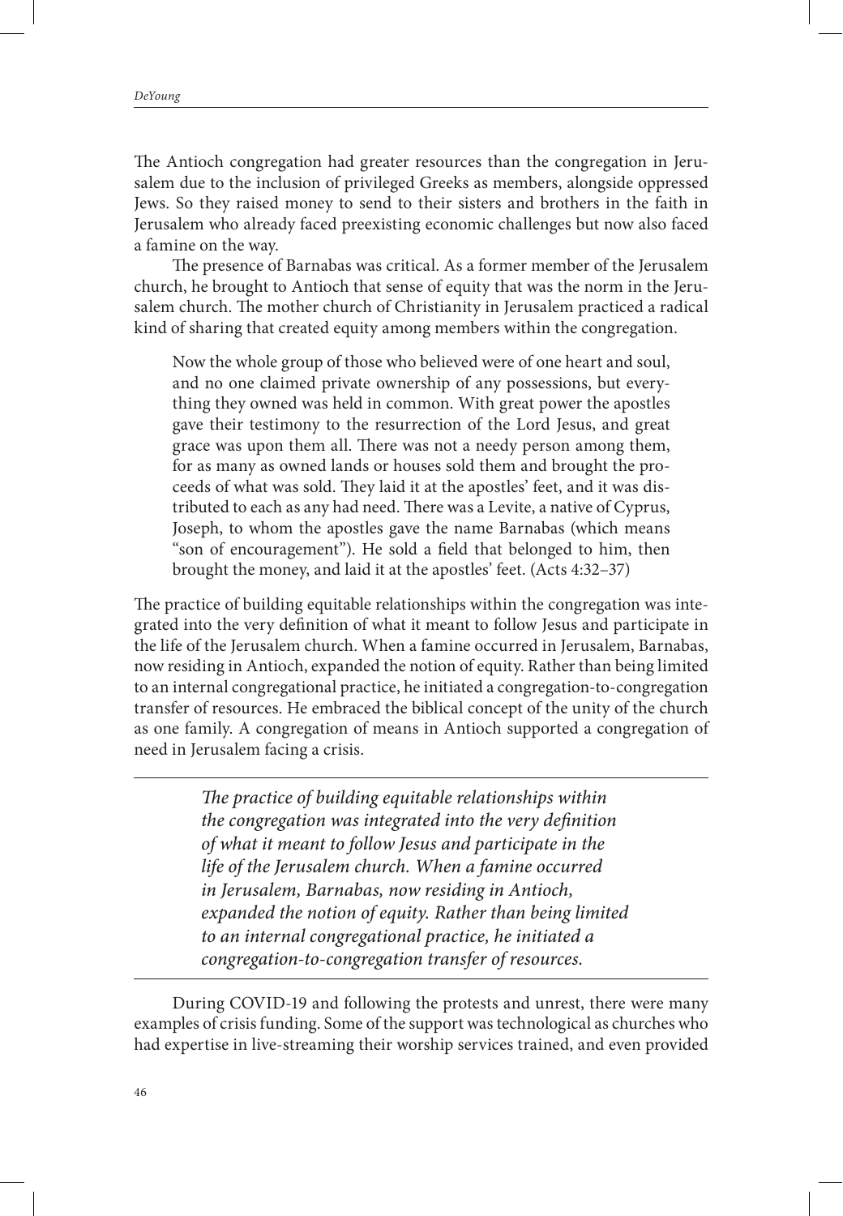The Antioch congregation had greater resources than the congregation in Jerusalem due to the inclusion of privileged Greeks as members, alongside oppressed Jews. So they raised money to send to their sisters and brothers in the faith in Jerusalem who already faced preexisting economic challenges but now also faced a famine on the way.

The presence of Barnabas was critical. As a former member of the Jerusalem church, he brought to Antioch that sense of equity that was the norm in the Jerusalem church. The mother church of Christianity in Jerusalem practiced a radical kind of sharing that created equity among members within the congregation.

> Now the whole group of those who believed were of one heart and soul, and no one claimed private ownership of any possessions, but everything they owned was held in common. With great power the apostles gave their testimony to the resurrection of the Lord Jesus, and great grace was upon them all. There was not a needy person among them, for as many as owned lands or houses sold them and brought the proceeds of what was sold. They laid it at the apostles' feet, and it was distributed to each as any had need. There was a Levite, a native of Cyprus, Joseph, to whom the apostles gave the name Barnabas (which means "son of encouragement"). He sold a field that belonged to him, then brought the money, and laid it at the apostles' feet. (Acts 4:32–37)

The practice of building equitable relationships within the congregation was integrated into the very definition of what it meant to follow Jesus and participate in the life of the Jerusalem church. When a famine occurred in Jerusalem, Barnabas, now residing in Antioch, expanded the notion of equity. Rather than being limited to an internal congregational practice, he initiated a congregation-to-congregation transfer of resources. He embraced the biblical concept of the unity of the church as one family. A congregation of means in Antioch supported a congregation of need in Jerusalem facing a crisis.

---

*The practice of building equitable relationships within the congregation was integrated into the very definition of what it meant to follow Jesus and participate in the life of the Jerusalem church. When a famine occurred in Jerusalem, Barnabas, now residing in Antioch, expanded the notion of equity. Rather than being limited to an internal congregational practice, he initiated a congregation-to-congregation transfer of resources.*

---

During COVID-19 and following the protests and unrest, there were many examples of crisis funding. Some of the support was technological as churches who had expertise in live-streaming their worship services trained, and even provided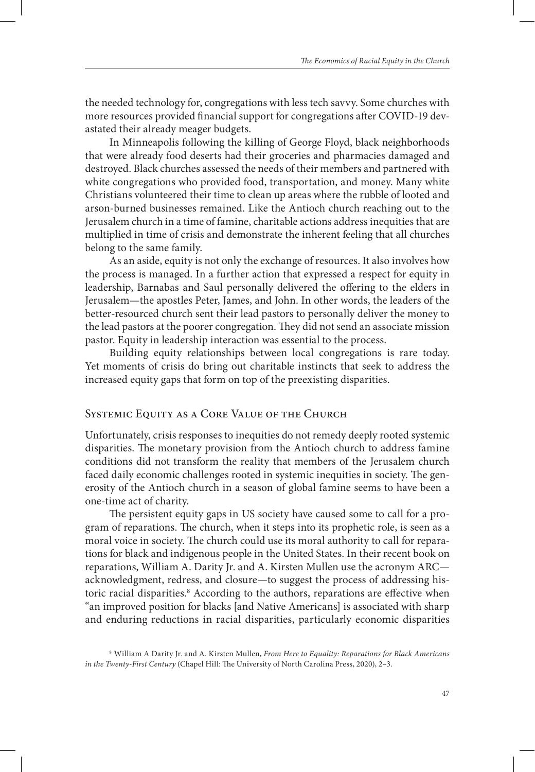the needed technology for, congregations with less tech savvy. Some churches with more resources provided financial support for congregations after COVID-19 devastated their already meager budgets.

In Minneapolis following the killing of George Floyd, black neighborhoods that were already food deserts had their groceries and pharmacies damaged and destroyed. Black churches assessed the needs of their members and partnered with white congregations who provided food, transportation, and money. Many white Christians volunteered their time to clean up areas where the rubble of looted and arson-burned businesses remained. Like the Antioch church reaching out to the Jerusalem church in a time of famine, charitable actions address inequities that are multiplied in time of crisis and demonstrate the inherent feeling that all churches belong to the same family.

As an aside, equity is not only the exchange of resources. It also involves how the process is managed. In a further action that expressed a respect for equity in leadership, Barnabas and Saul personally delivered the offering to the elders in Jerusalem—the apostles Peter, James, and John. In other words, the leaders of the better-resourced church sent their lead pastors to personally deliver the money to the lead pastors at the poorer congregation. They did not send an associate mission pastor. Equity in leadership interaction was essential to the process.

Building equity relationships between local congregations is rare today. Yet moments of crisis do bring out charitable instincts that seek to address the increased equity gaps that form on top of the preexisting disparities.

## Systemic Equity as a Core Value of the Church

Unfortunately, crisis responses to inequities do not remedy deeply rooted systemic disparities. The monetary provision from the Antioch church to address famine conditions did not transform the reality that members of the Jerusalem church faced daily economic challenges rooted in systemic inequities in society. The generosity of the Antioch church in a season of global famine seems to have been a one-time act of charity.

The persistent equity gaps in US society have caused some to call for a program of reparations. The church, when it steps into its prophetic role, is seen as a moral voice in society. The church could use its moral authority to call for reparations for black and indigenous people in the United States. In their recent book on reparations, William A. Darity Jr. and A. Kirsten Mullen use the acronym ARC—acknowledgment, redress, and closure—to suggest the process of addressing historic racial disparities.[8] According to the authors, reparations are effective when "an improved position for blacks [and Native Americans] is associated with sharp and enduring reductions in racial disparities, particularly economic disparities

[8] William A Darity Jr. and A. Kirsten Mullen, *From Here to Equality: Reparations for Black Americans in the Twenty-First Century* (Chapel Hill: The University of North Carolina Press, 2020), 2–3.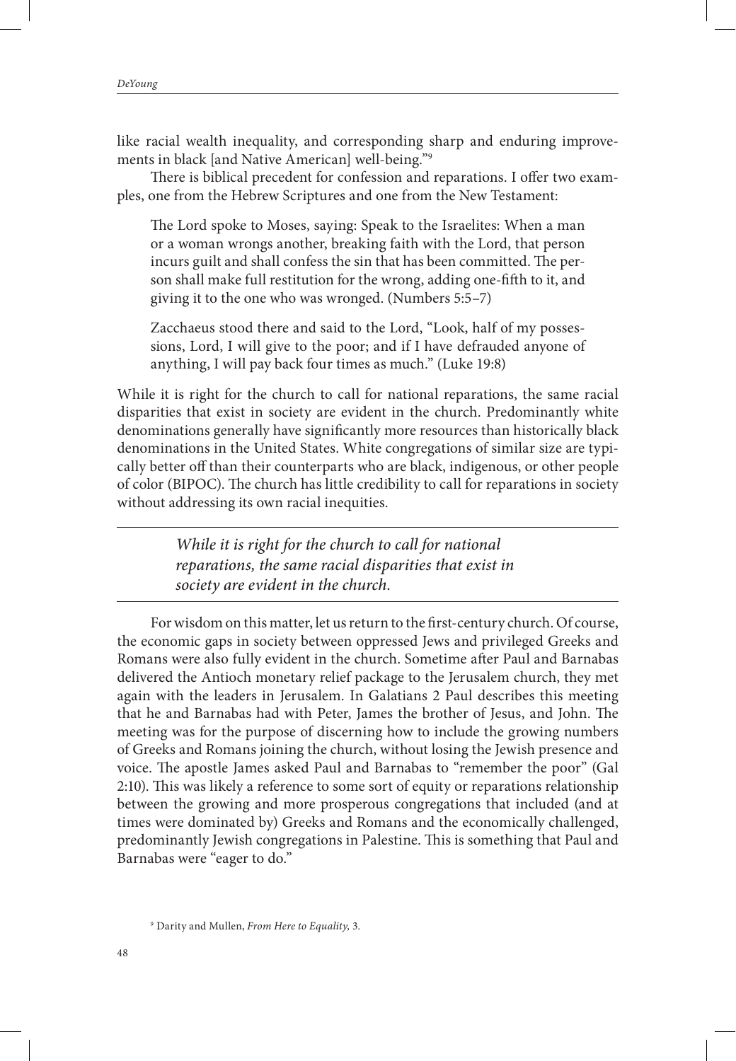like racial wealth inequality, and corresponding sharp and enduring improvements in black [and Native American] well-being."[9]

There is biblical precedent for confession and reparations. I offer two examples, one from the Hebrew Scriptures and one from the New Testament:

> The Lord spoke to Moses, saying: Speak to the Israelites: When a man or a woman wrongs another, breaking faith with the Lord, that person incurs guilt and shall confess the sin that has been committed. The person shall make full restitution for the wrong, adding one-fifth to it, and giving it to the one who was wronged. (Numbers 5:5–7)
>
> Zacchaeus stood there and said to the Lord, "Look, half of my possessions, Lord, I will give to the poor; and if I have defrauded anyone of anything, I will pay back four times as much." (Luke 19:8)

While it is right for the church to call for national reparations, the same racial disparities that exist in society are evident in the church. Predominantly white denominations generally have significantly more resources than historically black denominations in the United States. White congregations of similar size are typically better off than their counterparts who are black, indigenous, or other people of color (BIPOC). The church has little credibility to call for reparations in society without addressing its own racial inequities.

---

*While it is right for the church to call for national reparations, the same racial disparities that exist in society are evident in the church.*

---

For wisdom on this matter, let us return to the first-century church. Of course, the economic gaps in society between oppressed Jews and privileged Greeks and Romans were also fully evident in the church. Sometime after Paul and Barnabas delivered the Antioch monetary relief package to the Jerusalem church, they met again with the leaders in Jerusalem. In Galatians 2 Paul describes this meeting that he and Barnabas had with Peter, James the brother of Jesus, and John. The meeting was for the purpose of discerning how to include the growing numbers of Greeks and Romans joining the church, without losing the Jewish presence and voice. The apostle James asked Paul and Barnabas to "remember the poor" (Gal 2:10). This was likely a reference to some sort of equity or reparations relationship between the growing and more prosperous congregations that included (and at times were dominated by) Greeks and Romans and the economically challenged, predominantly Jewish congregations in Palestine. This is something that Paul and Barnabas were "eager to do."

[9] Darity and Mullen, *From Here to Equality*, 3.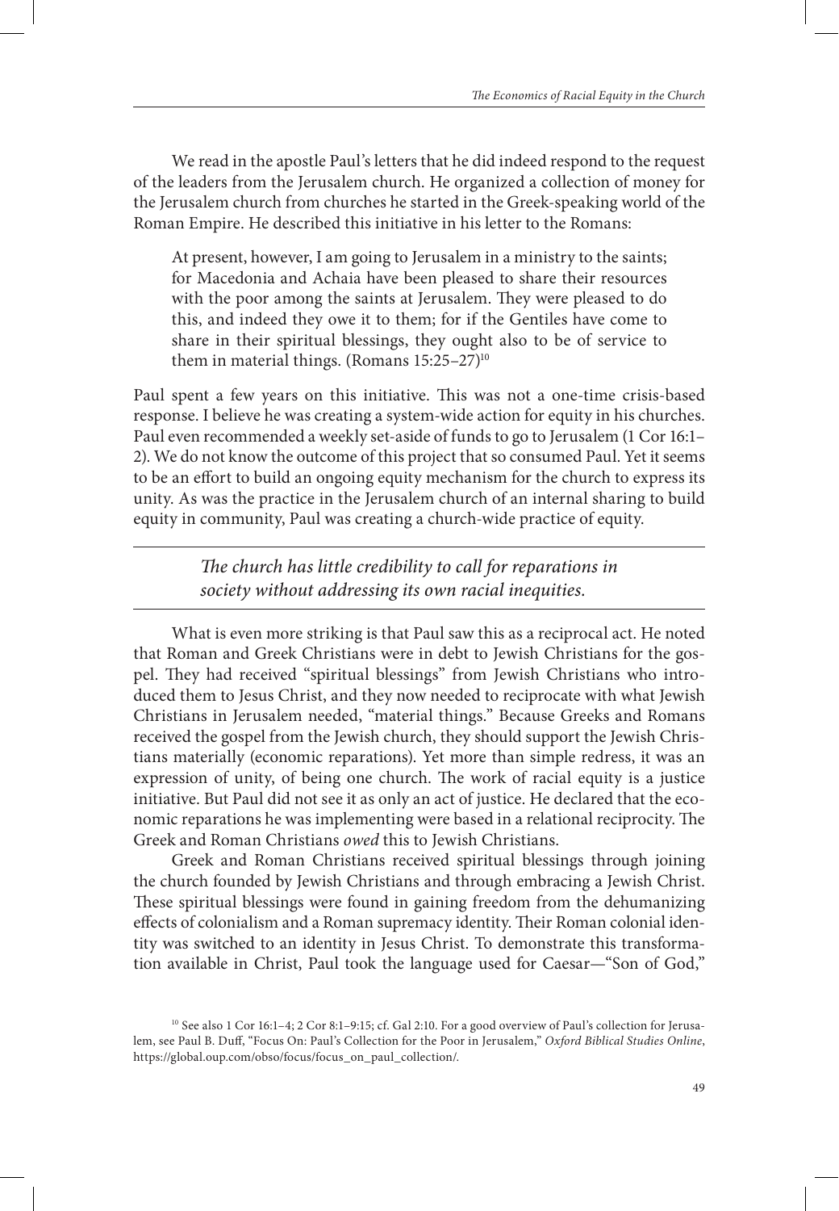We read in the apostle Paul's letters that he did indeed respond to the request of the leaders from the Jerusalem church. He organized a collection of money for the Jerusalem church from churches he started in the Greek-speaking world of the Roman Empire. He described this initiative in his letter to the Romans:

> At present, however, I am going to Jerusalem in a ministry to the saints; for Macedonia and Achaia have been pleased to share their resources with the poor among the saints at Jerusalem. They were pleased to do this, and indeed they owe it to them; for if the Gentiles have come to share in their spiritual blessings, they ought also to be of service to them in material things. (Romans 15:25–27)[10]

Paul spent a few years on this initiative. This was not a one-time crisis-based response. I believe he was creating a system-wide action for equity in his churches. Paul even recommended a weekly set-aside of funds to go to Jerusalem (1 Cor 16:1–2). We do not know the outcome of this project that so consumed Paul. Yet it seems to be an effort to build an ongoing equity mechanism for the church to express its unity. As was the practice in the Jerusalem church of an internal sharing to build equity in community, Paul was creating a church-wide practice of equity.

---

*The church has little credibility to call for reparations in society without addressing its own racial inequities.*

---

What is even more striking is that Paul saw this as a reciprocal act. He noted that Roman and Greek Christians were in debt to Jewish Christians for the gospel. They had received "spiritual blessings" from Jewish Christians who introduced them to Jesus Christ, and they now needed to reciprocate with what Jewish Christians in Jerusalem needed, "material things." Because Greeks and Romans received the gospel from the Jewish church, they should support the Jewish Christians materially (economic reparations). Yet more than simple redress, it was an expression of unity, of being one church. The work of racial equity is a justice initiative. But Paul did not see it as only an act of justice. He declared that the economic reparations he was implementing were based in a relational reciprocity. The Greek and Roman Christians *owed* this to Jewish Christians.

Greek and Roman Christians received spiritual blessings through joining the church founded by Jewish Christians and through embracing a Jewish Christ. These spiritual blessings were found in gaining freedom from the dehumanizing effects of colonialism and a Roman supremacy identity. Their Roman colonial identity was switched to an identity in Jesus Christ. To demonstrate this transformation available in Christ, Paul took the language used for Caesar—"Son of God,"

[10] See also 1 Cor 16:1–4; 2 Cor 8:1–9:15; cf. Gal 2:10. For a good overview of Paul's collection for Jerusalem, see Paul B. Duff, "Focus On: Paul's Collection for the Poor in Jerusalem," *Oxford Biblical Studies Online*, https://global.oup.com/obso/focus/focus_on_paul_collection/.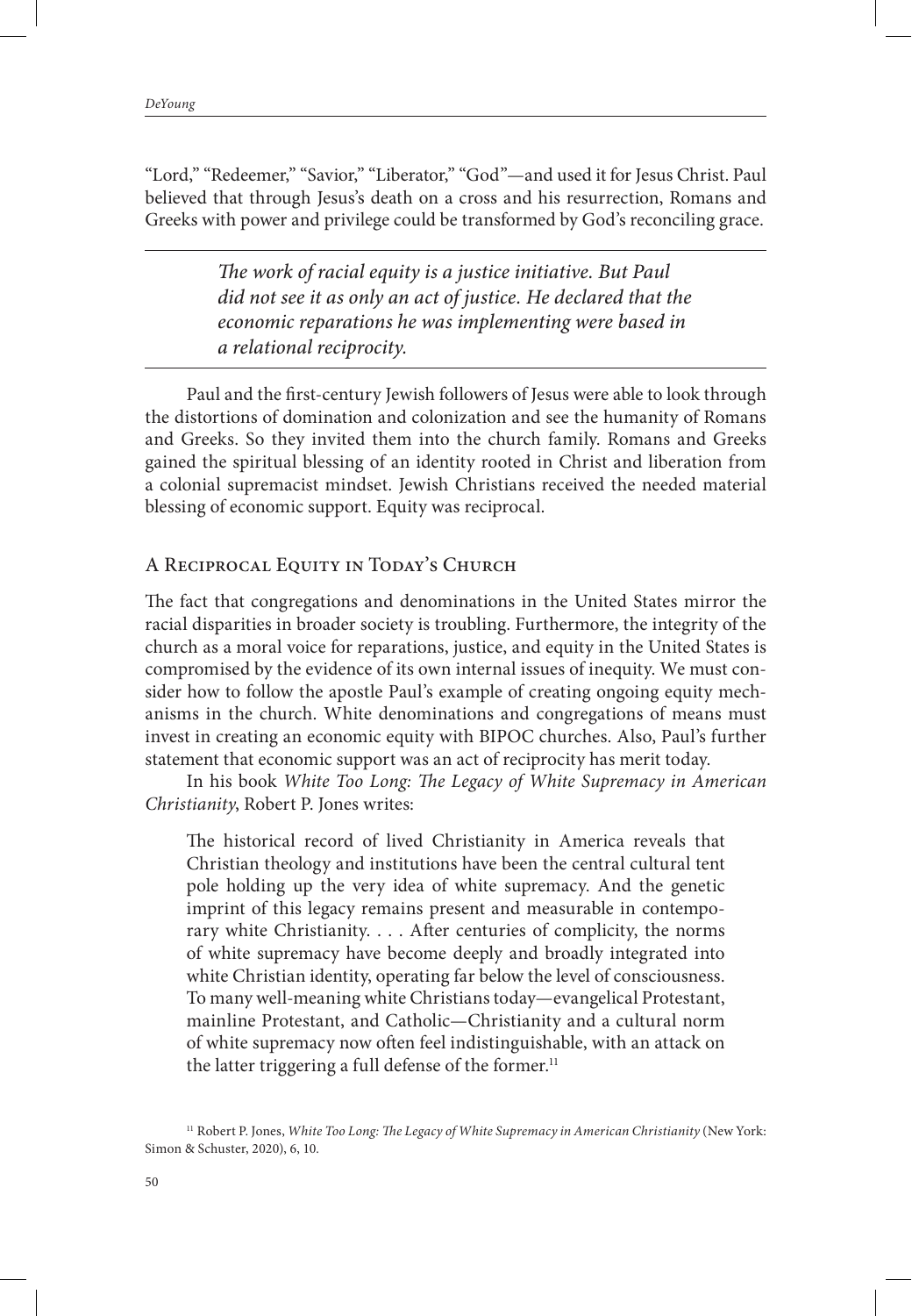"Lord," "Redeemer," "Savior," "Liberator," "God"—and used it for Jesus Christ. Paul believed that through Jesus's death on a cross and his resurrection, Romans and Greeks with power and privilege could be transformed by God's reconciling grace.

> *The work of racial equity is a justice initiative. But Paul did not see it as only an act of justice. He declared that the economic reparations he was implementing were based in a relational reciprocity.*

Paul and the first-century Jewish followers of Jesus were able to look through the distortions of domination and colonization and see the humanity of Romans and Greeks. So they invited them into the church family. Romans and Greeks gained the spiritual blessing of an identity rooted in Christ and liberation from a colonial supremacist mindset. Jewish Christians received the needed material blessing of economic support. Equity was reciprocal.

## A Reciprocal Equity in Today's Church

The fact that congregations and denominations in the United States mirror the racial disparities in broader society is troubling. Furthermore, the integrity of the church as a moral voice for reparations, justice, and equity in the United States is compromised by the evidence of its own internal issues of inequity. We must consider how to follow the apostle Paul's example of creating ongoing equity mechanisms in the church. White denominations and congregations of means must invest in creating an economic equity with BIPOC churches. Also, Paul's further statement that economic support was an act of reciprocity has merit today.

In his book *White Too Long: The Legacy of White Supremacy in American Christianity*, Robert P. Jones writes:

> The historical record of lived Christianity in America reveals that Christian theology and institutions have been the central cultural tent pole holding up the very idea of white supremacy. And the genetic imprint of this legacy remains present and measurable in contemporary white Christianity. . . . After centuries of complicity, the norms of white supremacy have become deeply and broadly integrated into white Christian identity, operating far below the level of consciousness. To many well-meaning white Christians today—evangelical Protestant, mainline Protestant, and Catholic—Christianity and a cultural norm of white supremacy now often feel indistinguishable, with an attack on the latter triggering a full defense of the former.[11]

[11] Robert P. Jones, *White Too Long: The Legacy of White Supremacy in American Christianity* (New York: Simon & Schuster, 2020), 6, 10.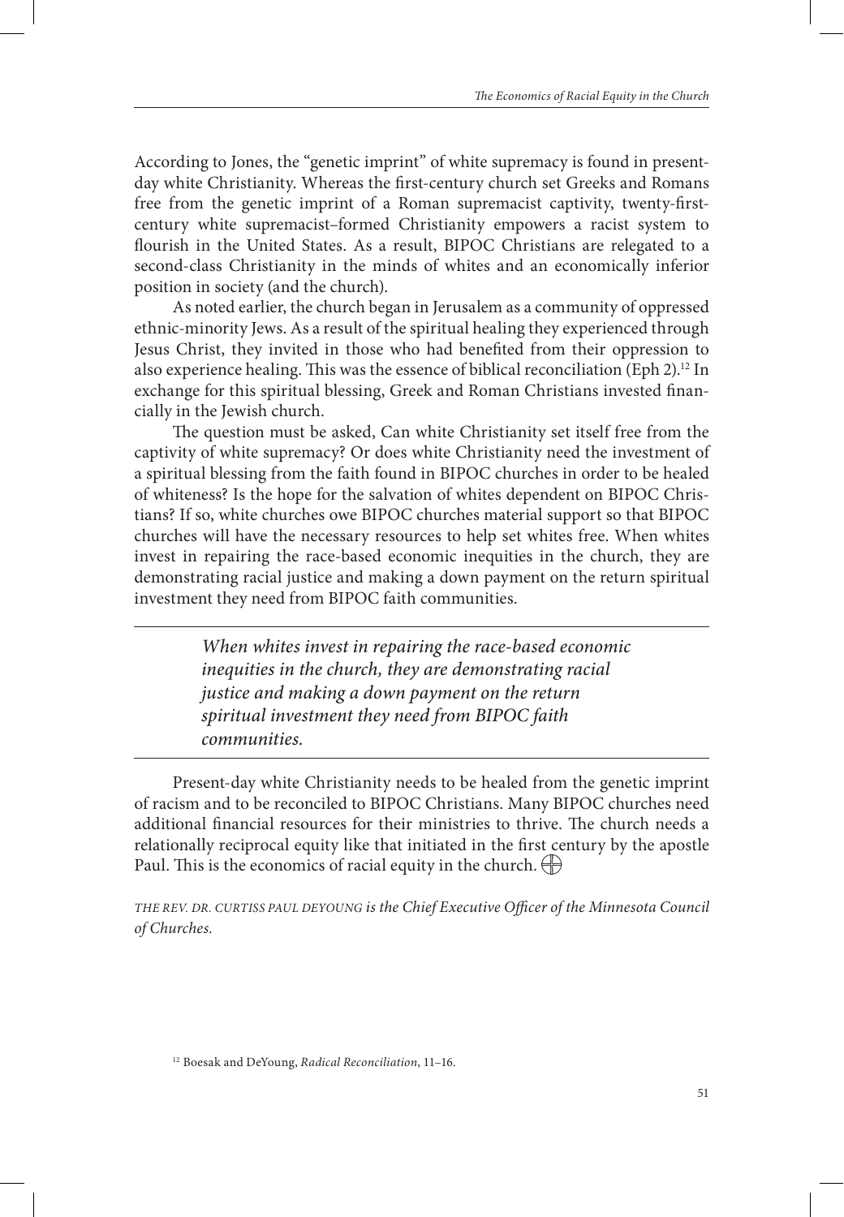According to Jones, the "genetic imprint" of white supremacy is found in present-day white Christianity. Whereas the first-century church set Greeks and Romans free from the genetic imprint of a Roman supremacist captivity, twenty-first-century white supremacist–formed Christianity empowers a racist system to flourish in the United States. As a result, BIPOC Christians are relegated to a second-class Christianity in the minds of whites and an economically inferior position in society (and the church).

As noted earlier, the church began in Jerusalem as a community of oppressed ethnic-minority Jews. As a result of the spiritual healing they experienced through Jesus Christ, they invited in those who had benefited from their oppression to also experience healing. This was the essence of biblical reconciliation (Eph 2).[12] In exchange for this spiritual blessing, Greek and Roman Christians invested financially in the Jewish church.

The question must be asked, Can white Christianity set itself free from the captivity of white supremacy? Or does white Christianity need the investment of a spiritual blessing from the faith found in BIPOC churches in order to be healed of whiteness? Is the hope for the salvation of whites dependent on BIPOC Christians? If so, white churches owe BIPOC churches material support so that BIPOC churches will have the necessary resources to help set whites free. When whites invest in repairing the race-based economic inequities in the church, they are demonstrating racial justice and making a down payment on the return spiritual investment they need from BIPOC faith communities.

> *When whites invest in repairing the race-based economic inequities in the church, they are demonstrating racial justice and making a down payment on the return spiritual investment they need from BIPOC faith communities.*

Present-day white Christianity needs to be healed from the genetic imprint of racism and to be reconciled to BIPOC Christians. Many BIPOC churches need additional financial resources for their ministries to thrive. The church needs a relationally reciprocal equity like that initiated in the first century by the apostle Paul. This is the economics of racial equity in the church.

*THE REV. DR. CURTISS PAUL DEYOUNG is the Chief Executive Officer of the Minnesota Council of Churches.*

[12] Boesak and DeYoung, *Radical Reconciliation*, 11–16.